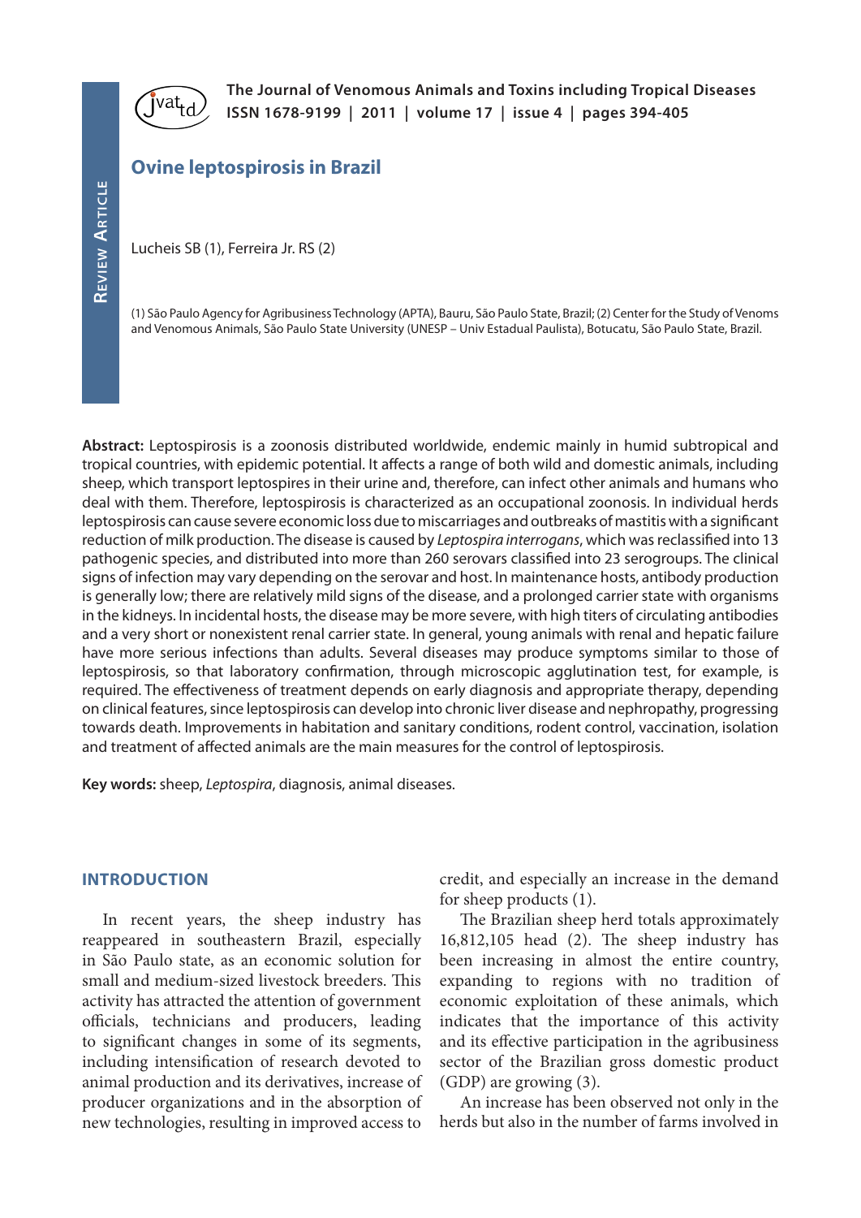Review Article

# Ovine leptospirosis in Brazil

Lucheis SB (1), Ferreira Jr. RS (2)

(1) São Paulo Agency for Agribusiness Technology (APTA), Bauru, São Paulo State, Brazil; (2) Center for the Study of Venoms and Venomous Animals, São Paulo State University (UNESP – Univ Estadual Paulista), Botucatu, São Paulo State, Brazil.

**Abstract:** Leptospirosis is a zoonosis distributed worldwide, endemic mainly in humid subtropical and tropical countries, with epidemic potential. It affects a range of both wild and domestic animals, including sheep, which transport leptospires in their urine and, therefore, can infect other animals and humans who deal with them. Therefore, leptospirosis is characterized as an occupational zoonosis. In individual herds leptospirosis can cause severe economic loss due to miscarriages and outbreaks of mastitis with a significant reduction of milk production. The disease is caused by *Leptospira interrogans*, which was reclassified into 13 pathogenic species, and distributed into more than 260 serovars classified into 23 serogroups. The clinical signs of infection may vary depending on the serovar and host. In maintenance hosts, antibody production is generally low; there are relatively mild signs of the disease, and a prolonged carrier state with organisms in the kidneys. In incidental hosts, the disease may be more severe, with high titers of circulating antibodies and a very short or nonexistent renal carrier state. In general, young animals with renal and hepatic failure have more serious infections than adults. Several diseases may produce symptoms similar to those of leptospirosis, so that laboratory confirmation, through microscopic agglutination test, for example, is required. The effectiveness of treatment depends on early diagnosis and appropriate therapy, depending on clinical features, since leptospirosis can develop into chronic liver disease and nephropathy, progressing towards death. Improvements in habitation and sanitary conditions, rodent control, vaccination, isolation and treatment of affected animals are the main measures for the control of leptospirosis.

**Key words:** sheep, *Leptospira*, diagnosis, animal diseases.

## INTRODUCTION

In recent years, the sheep industry has reappeared in southeastern Brazil, especially in São Paulo state, as an economic solution for small and medium-sized livestock breeders. This activity has attracted the attention of government officials, technicians and producers, leading to significant changes in some of its segments, including intensification of research devoted to animal production and its derivatives, increase of producer organizations and in the absorption of new technologies, resulting in improved access to credit, and especially an increase in the demand for sheep products (1).

The Brazilian sheep herd totals approximately 16,812,105 head (2). The sheep industry has been increasing in almost the entire country, expanding to regions with no tradition of economic exploitation of these animals, which indicates that the importance of this activity and its effective participation in the agribusiness sector of the Brazilian gross domestic product (GDP) are growing (3).

An increase has been observed not only in the herds but also in the number of farms involved in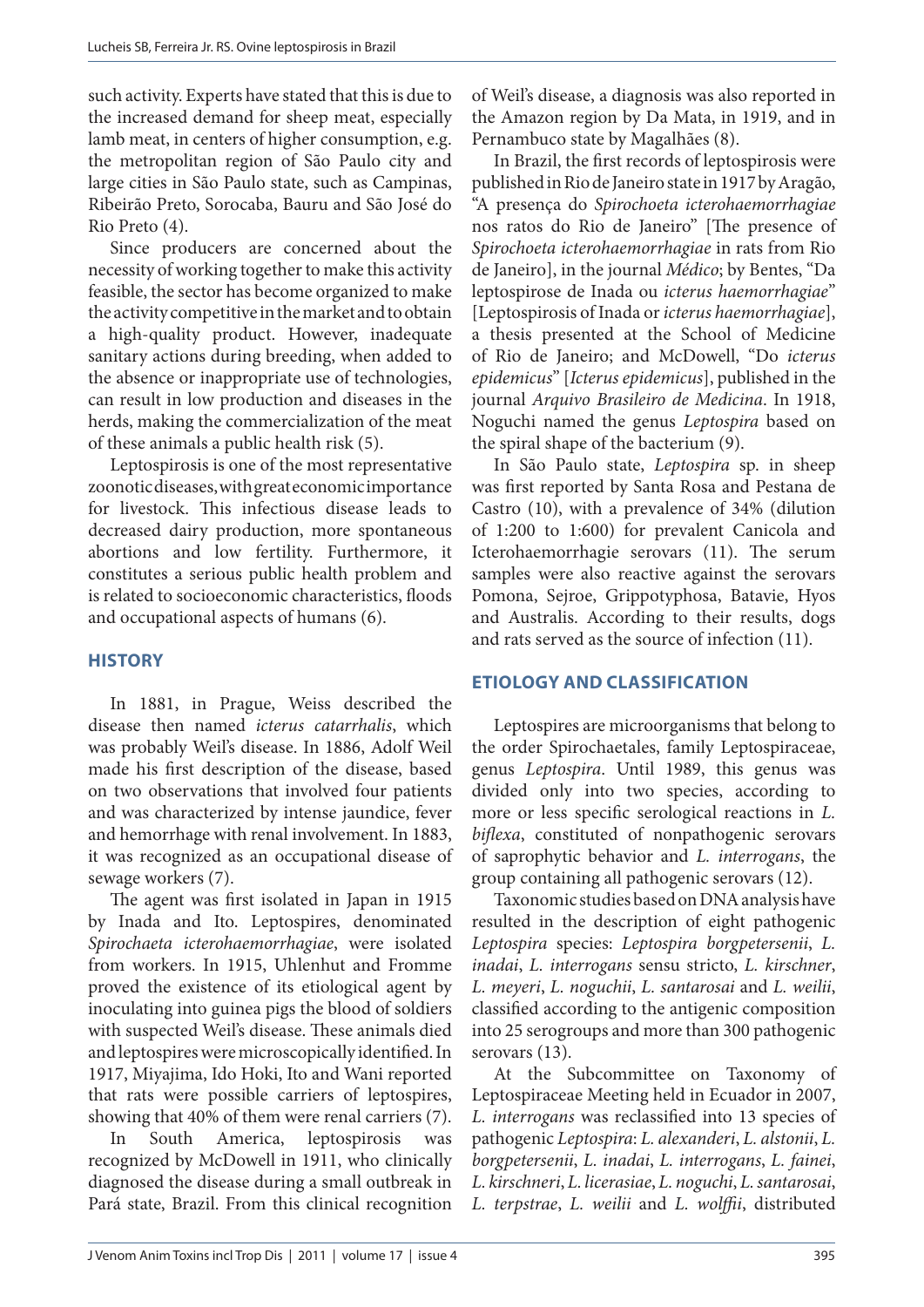such activity. Experts have stated that this is due to the increased demand for sheep meat, especially lamb meat, in centers of higher consumption, e.g. the metropolitan region of São Paulo city and large cities in São Paulo state, such as Campinas, Ribeirão Preto, Sorocaba, Bauru and São José do Rio Preto (4).

Since producers are concerned about the necessity of working together to make this activity feasible, the sector has become organized to make the activity competitive in the market and to obtain a high-quality product. However, inadequate sanitary actions during breeding, when added to the absence or inappropriate use of technologies, can result in low production and diseases in the herds, making the commercialization of the meat of these animals a public health risk (5).

Leptospirosis is one of the most representative zoonotic diseases, with great economic importance for livestock. This infectious disease leads to decreased dairy production, more spontaneous abortions and low fertility. Furthermore, it constitutes a serious public health problem and is related to socioeconomic characteristics, floods and occupational aspects of humans (6).

## HISTORY

In 1881, in Prague, Weiss described the disease then named *icterus catarrhalis*, which was probably Weil's disease. In 1886, Adolf Weil made his first description of the disease, based on two observations that involved four patients and was characterized by intense jaundice, fever and hemorrhage with renal involvement. In 1883, it was recognized as an occupational disease of sewage workers (7).

The agent was first isolated in Japan in 1915 by Inada and Ito. Leptospires, denominated *Spirochaeta icterohaemorrhagiae*, were isolated from workers. In 1915, Uhlenhut and Fromme proved the existence of its etiological agent by inoculating into guinea pigs the blood of soldiers with suspected Weil's disease. These animals died and leptospires were microscopically identified. In 1917, Miyajima, Ido Hoki, Ito and Wani reported that rats were possible carriers of leptospires, showing that 40% of them were renal carriers (7).

In South America, leptospirosis was recognized by McDowell in 1911, who clinically diagnosed the disease during a small outbreak in Pará state, Brazil. From this clinical recognition of Weil's disease, a diagnosis was also reported in the Amazon region by Da Mata, in 1919, and in Pernambuco state by Magalhães (8).

In Brazil, the first records of leptospirosis were published in Rio de Janeiro state in 1917 by Aragão, "A presença do *Spirochoeta icterohaemorrhagiae* nos ratos do Rio de Janeiro" [The presence of *Spirochoeta icterohaemorrhagiae* in rats from Rio de Janeiro], in the journal *Médico*; by Bentes, "Da leptospirose de Inada ou *icterus haemorrhagiae*" [Leptospirosis of Inada or *icterus haemorrhagiae*], a thesis presented at the School of Medicine of Rio de Janeiro; and McDowell, "Do *icterus epidemicus*" [*Icterus epidemicus*], published in the journal *Arquivo Brasileiro de Medicina*. In 1918, Noguchi named the genus *Leptospira* based on the spiral shape of the bacterium (9).

In São Paulo state, *Leptospira* sp. in sheep was first reported by Santa Rosa and Pestana de Castro (10), with a prevalence of 34% (dilution of 1:200 to 1:600) for prevalent Canicola and Icterohaemorrhagie serovars (11). The serum samples were also reactive against the serovars Pomona, Sejroe, Grippotyphosa, Batavie, Hyos and Australis. According to their results, dogs and rats served as the source of infection (11).

## ETIOLOGY AND CLASSIFICATION

Leptospires are microorganisms that belong to the order Spirochaetales, family Leptospiraceae, genus *Leptospira*. Until 1989, this genus was divided only into two species, according to more or less specific serological reactions in *L. biflexa*, constituted of nonpathogenic serovars of saprophytic behavior and *L. interrogans*, the group containing all pathogenic serovars (12).

Taxonomic studies based on DNA analysis have resulted in the description of eight pathogenic *Leptospira* species: *Leptospira borgpetersenii*, *L. inadai*, *L. interrogans* sensu stricto, *L. kirschner*, *L. meyeri*, *L. noguchii*, *L. santarosai* and *L. weilii*, classified according to the antigenic composition into 25 serogroups and more than 300 pathogenic serovars (13).

At the Subcommittee on Taxonomy of Leptospiraceae Meeting held in Ecuador in 2007, *L. interrogans* was reclassified into 13 species of pathogenic *Leptospira*: *L. alexanderi*, *L. alstonii*, *L. borgpetersenii*, *L. inadai*, *L. interrogans*, *L. fainei*, *L. kirschneri*, *L. licerasiae*, *L. noguchi*, *L. santarosai*, *L. terpstrae*, *L. weilii* and *L. wolffii*, distributed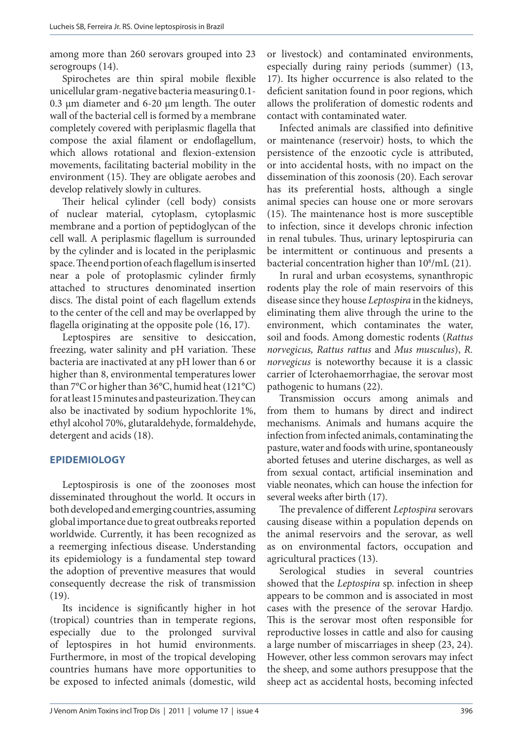among more than 260 serovars grouped into 23 serogroups (14).

Spirochetes are thin spiral mobile flexible unicellular gram-negative bacteria measuring 0.1-0.3 µm diameter and 6-20 µm length. The outer wall of the bacterial cell is formed by a membrane completely covered with periplasmic flagella that compose the axial filament or endoflagellum, which allows rotational and flexion-extension movements, facilitating bacterial mobility in the environment (15). They are obligate aerobes and develop relatively slowly in cultures.

Their helical cylinder (cell body) consists of nuclear material, cytoplasm, cytoplasmic membrane and a portion of peptidoglycan of the cell wall. A periplasmic flagellum is surrounded by the cylinder and is located in the periplasmic space. The end portion of each flagellum is inserted near a pole of protoplasmic cylinder firmly attached to structures denominated insertion discs. The distal point of each flagellum extends to the center of the cell and may be overlapped by flagella originating at the opposite pole (16, 17).

Leptospires are sensitive to desiccation, freezing, water salinity and pH variation. These bacteria are inactivated at any pH lower than 6 or higher than 8, environmental temperatures lower than 7°C or higher than 36°C, humid heat (121°C) for at least 15 minutes and pasteurization. They can also be inactivated by sodium hypochlorite 1%, ethyl alcohol 70%, glutaraldehyde, formaldehyde, detergent and acids (18).

## EPIDEMIOLOGY

Leptospirosis is one of the zoonoses most disseminated throughout the world. It occurs in both developed and emerging countries, assuming global importance due to great outbreaks reported worldwide. Currently, it has been recognized as a reemerging infectious disease. Understanding its epidemiology is a fundamental step toward the adoption of preventive measures that would consequently decrease the risk of transmission (19).

Its incidence is significantly higher in hot (tropical) countries than in temperate regions, especially due to the prolonged survival of leptospires in hot humid environments. Furthermore, in most of the tropical developing countries humans have more opportunities to be exposed to infected animals (domestic, wild or livestock) and contaminated environments, especially during rainy periods (summer) (13, 17). Its higher occurrence is also related to the deficient sanitation found in poor regions, which allows the proliferation of domestic rodents and contact with contaminated water.

Infected animals are classified into definitive or maintenance (reservoir) hosts, to which the persistence of the enzootic cycle is attributed, or into accidental hosts, with no impact on the dissemination of this zoonosis (20). Each serovar has its preferential hosts, although a single animal species can house one or more serovars (15). The maintenance host is more susceptible to infection, since it develops chronic infection in renal tubules. Thus, urinary leptospiruria can be intermittent or continuous and presents a bacterial concentration higher than $10^8$/mL (21).

In rural and urban ecosystems, synanthropic rodents play the role of main reservoirs of this disease since they house *Leptospira* in the kidneys, eliminating them alive through the urine to the environment, which contaminates the water, soil and foods. Among domestic rodents (*Rattus norvegicus, Rattus rattus* and *Mus musculus*), *R. norvegicus* is noteworthy because it is a classic carrier of Icterohaemorrhagiae, the serovar most pathogenic to humans (22).

Transmission occurs among animals and from them to humans by direct and indirect mechanisms. Animals and humans acquire the infection from infected animals, contaminating the pasture, water and foods with urine, spontaneously aborted fetuses and uterine discharges, as well as from sexual contact, artificial insemination and viable neonates, which can house the infection for several weeks after birth (17).

The prevalence of different *Leptospira* serovars causing disease within a population depends on the animal reservoirs and the serovar, as well as on environmental factors, occupation and agricultural practices (13).

Serological studies in several countries showed that the *Leptospira* sp. infection in sheep appears to be common and is associated in most cases with the presence of the serovar Hardjo. This is the serovar most often responsible for reproductive losses in cattle and also for causing a large number of miscarriages in sheep (23, 24). However, other less common serovars may infect the sheep, and some authors presuppose that the sheep act as accidental hosts, becoming infected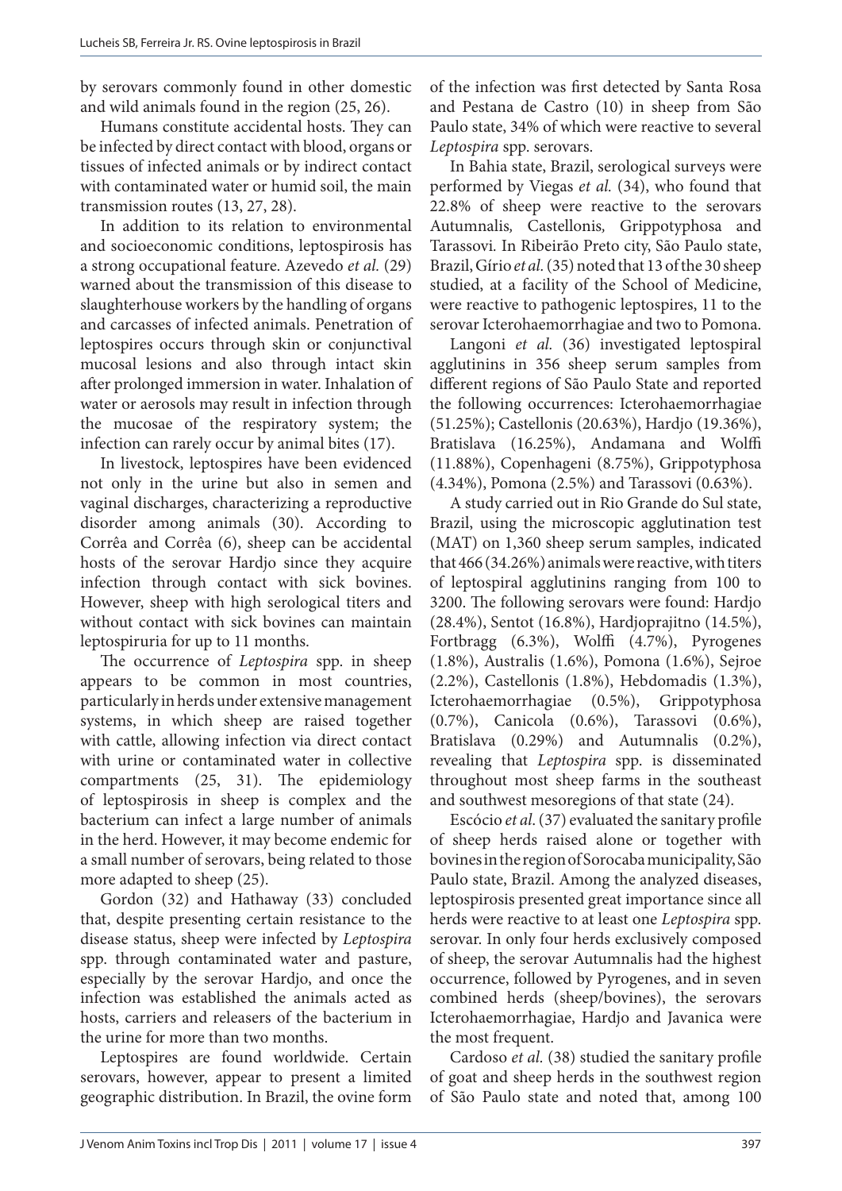by serovars commonly found in other domestic and wild animals found in the region (25, 26).

Humans constitute accidental hosts. They can be infected by direct contact with blood, organs or tissues of infected animals or by indirect contact with contaminated water or humid soil, the main transmission routes (13, 27, 28).

In addition to its relation to environmental and socioeconomic conditions, leptospirosis has a strong occupational feature. Azevedo *et al.* (29) warned about the transmission of this disease to slaughterhouse workers by the handling of organs and carcasses of infected animals. Penetration of leptospires occurs through skin or conjunctival mucosal lesions and also through intact skin after prolonged immersion in water. Inhalation of water or aerosols may result in infection through the mucosae of the respiratory system; the infection can rarely occur by animal bites (17).

In livestock, leptospires have been evidenced not only in the urine but also in semen and vaginal discharges, characterizing a reproductive disorder among animals (30). According to Corrêa and Corrêa (6), sheep can be accidental hosts of the serovar Hardjo since they acquire infection through contact with sick bovines. However, sheep with high serological titers and without contact with sick bovines can maintain leptospiruria for up to 11 months.

The occurrence of *Leptospira* spp. in sheep appears to be common in most countries, particularly in herds under extensive management systems, in which sheep are raised together with cattle, allowing infection via direct contact with urine or contaminated water in collective compartments (25, 31). The epidemiology of leptospirosis in sheep is complex and the bacterium can infect a large number of animals in the herd. However, it may become endemic for a small number of serovars, being related to those more adapted to sheep (25).

Gordon (32) and Hathaway (33) concluded that, despite presenting certain resistance to the disease status, sheep were infected by *Leptospira* spp. through contaminated water and pasture, especially by the serovar Hardjo, and once the infection was established the animals acted as hosts, carriers and releasers of the bacterium in the urine for more than two months.

Leptospires are found worldwide. Certain serovars, however, appear to present a limited geographic distribution. In Brazil, the ovine form of the infection was first detected by Santa Rosa and Pestana de Castro (10) in sheep from São Paulo state, 34% of which were reactive to several *Leptospira* spp. serovars.

In Bahia state, Brazil, serological surveys were performed by Viegas *et al.* (34), who found that 22.8% of sheep were reactive to the serovars Autumnalis, Castellonis, Grippotyphosa and Tarassovi. In Ribeirão Preto city, São Paulo state, Brazil, Gírio *et al.* (35) noted that 13 of the 30 sheep studied, at a facility of the School of Medicine, were reactive to pathogenic leptospires, 11 to the serovar Icterohaemorrhagiae and two to Pomona.

Langoni *et al.* (36) investigated leptospiral agglutinins in 356 sheep serum samples from different regions of São Paulo State and reported the following occurrences: Icterohaemorrhagiae (51.25%); Castellonis (20.63%), Hardjo (19.36%), Bratislava (16.25%), Andamana and Wolffi (11.88%), Copenhageni (8.75%), Grippotyphosa (4.34%), Pomona (2.5%) and Tarassovi (0.63%).

A study carried out in Rio Grande do Sul state, Brazil, using the microscopic agglutination test (MAT) on 1,360 sheep serum samples, indicated that 466 (34.26%) animals were reactive, with titers of leptospiral agglutinins ranging from 100 to 3200. The following serovars were found: Hardjo (28.4%), Sentot (16.8%), Hardjoprajitno (14.5%), Fortbragg (6.3%), Wolffi (4.7%), Pyrogenes (1.8%), Australis (1.6%), Pomona (1.6%), Sejroe (2.2%), Castellonis (1.8%), Hebdomadis (1.3%), Icterohaemorrhagiae (0.5%), Grippotyphosa (0.7%), Canicola (0.6%), Tarassovi (0.6%), Bratislava (0.29%) and Autumnalis (0.2%), revealing that *Leptospira* spp. is disseminated throughout most sheep farms in the southeast and southwest mesoregions of that state (24).

Escócio *et al.* (37) evaluated the sanitary profile of sheep herds raised alone or together with bovines in the region of Sorocaba municipality, São Paulo state, Brazil. Among the analyzed diseases, leptospirosis presented great importance since all herds were reactive to at least one *Leptospira* spp. serovar. In only four herds exclusively composed of sheep, the serovar Autumnalis had the highest occurrence, followed by Pyrogenes, and in seven combined herds (sheep/bovines), the serovars Icterohaemorrhagiae, Hardjo and Javanica were the most frequent.

Cardoso *et al.* (38) studied the sanitary profile of goat and sheep herds in the southwest region of São Paulo state and noted that, among 100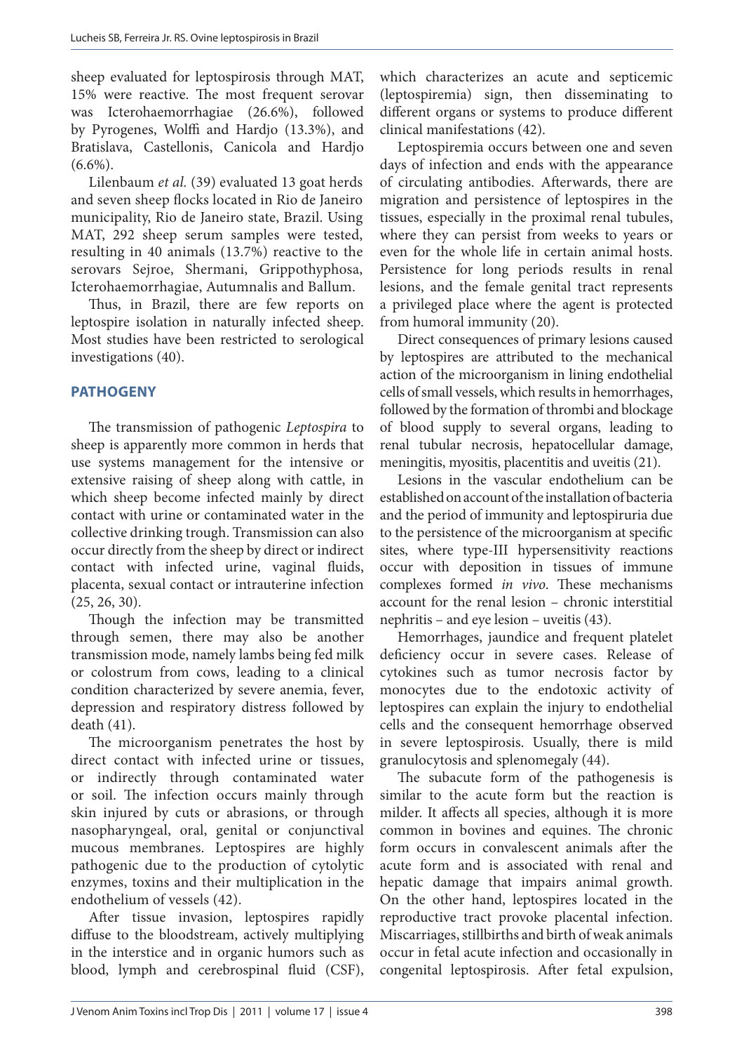sheep evaluated for leptospirosis through MAT, 15% were reactive. The most frequent serovar was Icterohaemorrhagiae (26.6%), followed by Pyrogenes, Wolffi and Hardjo (13.3%), and Bratislava, Castellonis, Canicola and Hardjo (6.6%).

Lilenbaum *et al.* (39) evaluated 13 goat herds and seven sheep flocks located in Rio de Janeiro municipality, Rio de Janeiro state, Brazil. Using MAT, 292 sheep serum samples were tested, resulting in 40 animals (13.7%) reactive to the serovars Sejroe, Shermani, Grippothyphosa, Icterohaemorrhagiae, Autumnalis and Ballum.

Thus, in Brazil, there are few reports on leptospire isolation in naturally infected sheep. Most studies have been restricted to serological investigations (40).

## PATHOGENY

The transmission of pathogenic *Leptospira* to sheep is apparently more common in herds that use systems management for the intensive or extensive raising of sheep along with cattle, in which sheep become infected mainly by direct contact with urine or contaminated water in the collective drinking trough. Transmission can also occur directly from the sheep by direct or indirect contact with infected urine, vaginal fluids, placenta, sexual contact or intrauterine infection (25, 26, 30).

Though the infection may be transmitted through semen, there may also be another transmission mode, namely lambs being fed milk or colostrum from cows, leading to a clinical condition characterized by severe anemia, fever, depression and respiratory distress followed by death (41).

The microorganism penetrates the host by direct contact with infected urine or tissues, or indirectly through contaminated water or soil. The infection occurs mainly through skin injured by cuts or abrasions, or through nasopharyngeal, oral, genital or conjunctival mucous membranes. Leptospires are highly pathogenic due to the production of cytolytic enzymes, toxins and their multiplication in the endothelium of vessels (42).

After tissue invasion, leptospires rapidly diffuse to the bloodstream, actively multiplying in the interstice and in organic humors such as blood, lymph and cerebrospinal fluid (CSF), which characterizes an acute and septicemic (leptospiremia) sign, then disseminating to different organs or systems to produce different clinical manifestations (42).

Leptospiremia occurs between one and seven days of infection and ends with the appearance of circulating antibodies. Afterwards, there are migration and persistence of leptospires in the tissues, especially in the proximal renal tubules, where they can persist from weeks to years or even for the whole life in certain animal hosts. Persistence for long periods results in renal lesions, and the female genital tract represents a privileged place where the agent is protected from humoral immunity (20).

Direct consequences of primary lesions caused by leptospires are attributed to the mechanical action of the microorganism in lining endothelial cells of small vessels, which results in hemorrhages, followed by the formation of thrombi and blockage of blood supply to several organs, leading to renal tubular necrosis, hepatocellular damage, meningitis, myositis, placentitis and uveitis (21).

Lesions in the vascular endothelium can be established on account of the installation of bacteria and the period of immunity and leptospiruria due to the persistence of the microorganism at specific sites, where type-III hypersensitivity reactions occur with deposition in tissues of immune complexes formed *in vivo*. These mechanisms account for the renal lesion – chronic interstitial nephritis – and eye lesion – uveitis (43).

Hemorrhages, jaundice and frequent platelet deficiency occur in severe cases. Release of cytokines such as tumor necrosis factor by monocytes due to the endotoxic activity of leptospires can explain the injury to endothelial cells and the consequent hemorrhage observed in severe leptospirosis. Usually, there is mild granulocytosis and splenomegaly (44).

The subacute form of the pathogenesis is similar to the acute form but the reaction is milder. It affects all species, although it is more common in bovines and equines. The chronic form occurs in convalescent animals after the acute form and is associated with renal and hepatic damage that impairs animal growth. On the other hand, leptospires located in the reproductive tract provoke placental infection. Miscarriages, stillbirths and birth of weak animals occur in fetal acute infection and occasionally in congenital leptospirosis. After fetal expulsion,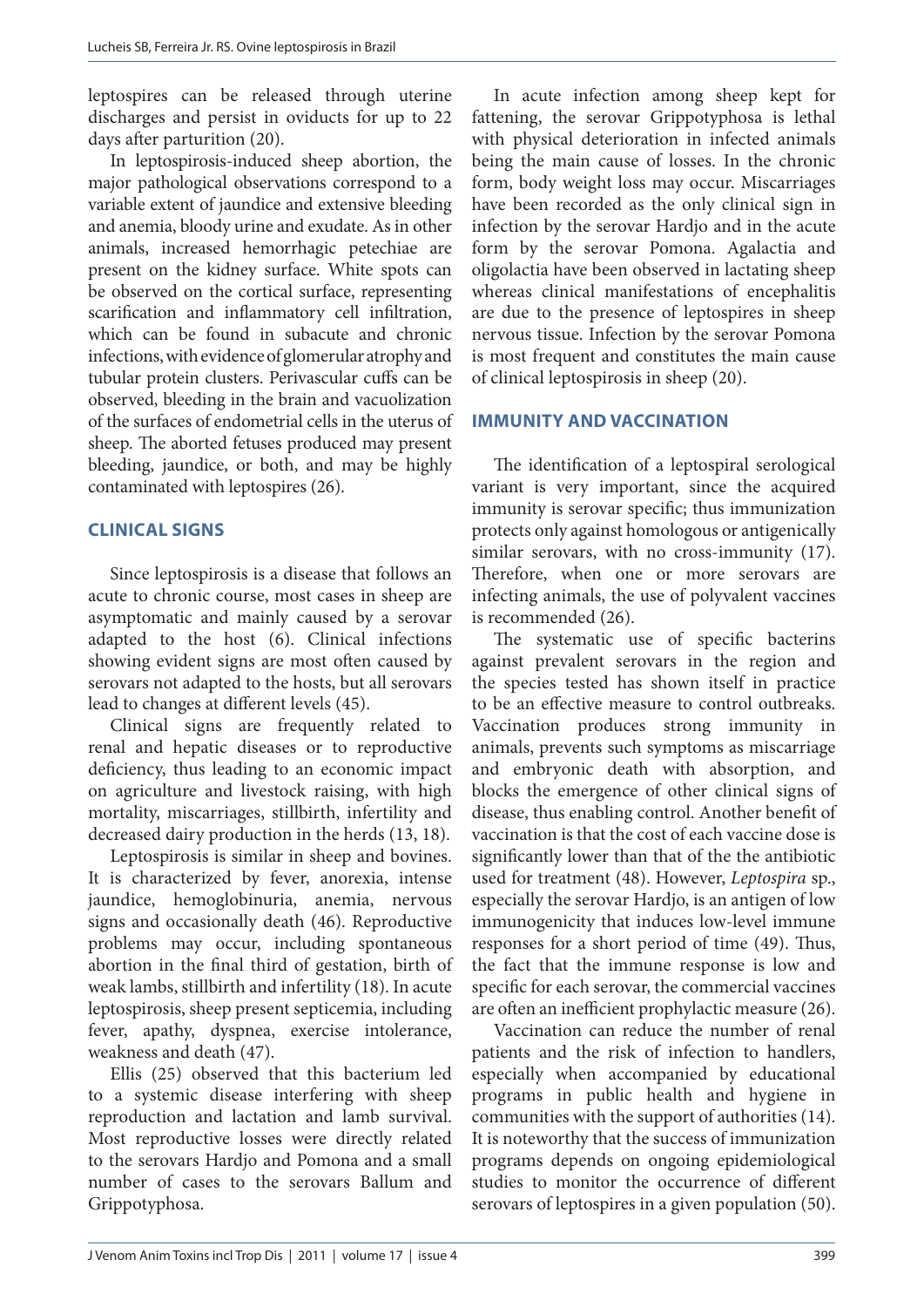leptospires can be released through uterine discharges and persist in oviducts for up to 22 days after parturition (20).

In leptospirosis-induced sheep abortion, the major pathological observations correspond to a variable extent of jaundice and extensive bleeding and anemia, bloody urine and exudate. As in other animals, increased hemorrhagic petechiae are present on the kidney surface. White spots can be observed on the cortical surface, representing scarification and inflammatory cell infiltration, which can be found in subacute and chronic infections, with evidence of glomerular atrophy and tubular protein clusters. Perivascular cuffs can be observed, bleeding in the brain and vacuolization of the surfaces of endometrial cells in the uterus of sheep. The aborted fetuses produced may present bleeding, jaundice, or both, and may be highly contaminated with leptospires (26).

## CLINICAL SIGNS

Since leptospirosis is a disease that follows an acute to chronic course, most cases in sheep are asymptomatic and mainly caused by a serovar adapted to the host (6). Clinical infections showing evident signs are most often caused by serovars not adapted to the hosts, but all serovars lead to changes at different levels (45).

Clinical signs are frequently related to renal and hepatic diseases or to reproductive deficiency, thus leading to an economic impact on agriculture and livestock raising, with high mortality, miscarriages, stillbirth, infertility and decreased dairy production in the herds (13, 18).

Leptospirosis is similar in sheep and bovines. It is characterized by fever, anorexia, intense jaundice, hemoglobinuria, anemia, nervous signs and occasionally death (46). Reproductive problems may occur, including spontaneous abortion in the final third of gestation, birth of weak lambs, stillbirth and infertility (18). In acute leptospirosis, sheep present septicemia, including fever, apathy, dyspnea, exercise intolerance, weakness and death (47).

Ellis (25) observed that this bacterium led to a systemic disease interfering with sheep reproduction and lactation and lamb survival. Most reproductive losses were directly related to the serovars Hardjo and Pomona and a small number of cases to the serovars Ballum and Grippotyphosa.

In acute infection among sheep kept for fattening, the serovar Grippotyphosa is lethal with physical deterioration in infected animals being the main cause of losses. In the chronic form, body weight loss may occur. Miscarriages have been recorded as the only clinical sign in infection by the serovar Hardjo and in the acute form by the serovar Pomona. Agalactia and oligolactia have been observed in lactating sheep whereas clinical manifestations of encephalitis are due to the presence of leptospires in sheep nervous tissue. Infection by the serovar Pomona is most frequent and constitutes the main cause of clinical leptospirosis in sheep (20).

## IMMUNITY AND VACCINATION

The identification of a leptospiral serological variant is very important, since the acquired immunity is serovar specific; thus immunization protects only against homologous or antigenically similar serovars, with no cross-immunity (17). Therefore, when one or more serovars are infecting animals, the use of polyvalent vaccines is recommended (26).

The systematic use of specific bacterins against prevalent serovars in the region and the species tested has shown itself in practice to be an effective measure to control outbreaks. Vaccination produces strong immunity in animals, prevents such symptoms as miscarriage and embryonic death with absorption, and blocks the emergence of other clinical signs of disease, thus enabling control. Another benefit of vaccination is that the cost of each vaccine dose is significantly lower than that of the the antibiotic used for treatment (48). However, *Leptospira* sp., especially the serovar Hardjo, is an antigen of low immunogenicity that induces low-level immune responses for a short period of time (49). Thus, the fact that the immune response is low and specific for each serovar, the commercial vaccines are often an inefficient prophylactic measure (26).

Vaccination can reduce the number of renal patients and the risk of infection to handlers, especially when accompanied by educational programs in public health and hygiene in communities with the support of authorities (14). It is noteworthy that the success of immunization programs depends on ongoing epidemiological studies to monitor the occurrence of different serovars of leptospires in a given population (50).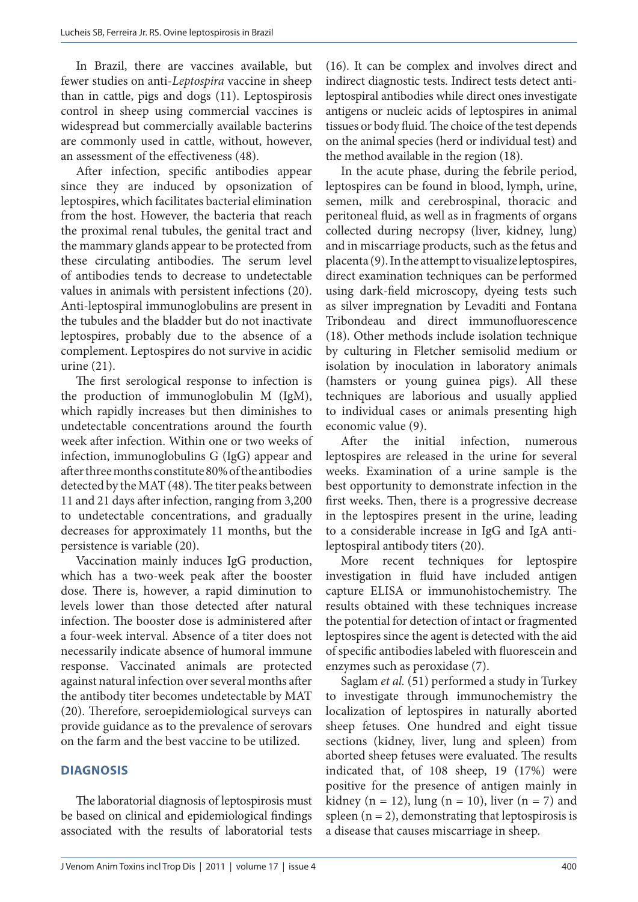In Brazil, there are vaccines available, but fewer studies on anti-*Leptospira* vaccine in sheep than in cattle, pigs and dogs (11). Leptospirosis control in sheep using commercial vaccines is widespread but commercially available bacterins are commonly used in cattle, without, however, an assessment of the effectiveness (48).

After infection, specific antibodies appear since they are induced by opsonization of leptospires, which facilitates bacterial elimination from the host. However, the bacteria that reach the proximal renal tubules, the genital tract and the mammary glands appear to be protected from these circulating antibodies. The serum level of antibodies tends to decrease to undetectable values in animals with persistent infections (20). Anti-leptospiral immunoglobulins are present in the tubules and the bladder but do not inactivate leptospires, probably due to the absence of a complement. Leptospires do not survive in acidic urine (21).

The first serological response to infection is the production of immunoglobulin M (IgM), which rapidly increases but then diminishes to undetectable concentrations around the fourth week after infection. Within one or two weeks of infection, immunoglobulins G (IgG) appear and after three months constitute 80% of the antibodies detected by the MAT (48). The titer peaks between 11 and 21 days after infection, ranging from 3,200 to undetectable concentrations, and gradually decreases for approximately 11 months, but the persistence is variable (20).

Vaccination mainly induces IgG production, which has a two-week peak after the booster dose. There is, however, a rapid diminution to levels lower than those detected after natural infection. The booster dose is administered after a four-week interval. Absence of a titer does not necessarily indicate absence of humoral immune response. Vaccinated animals are protected against natural infection over several months after the antibody titer becomes undetectable by MAT (20). Therefore, seroepidemiological surveys can provide guidance as to the prevalence of serovars on the farm and the best vaccine to be utilized.

## DIAGNOSIS

The laboratorial diagnosis of leptospirosis must be based on clinical and epidemiological findings associated with the results of laboratorial tests (16). It can be complex and involves direct and indirect diagnostic tests. Indirect tests detect anti-leptospiral antibodies while direct ones investigate antigens or nucleic acids of leptospires in animal tissues or body fluid. The choice of the test depends on the animal species (herd or individual test) and the method available in the region (18).

In the acute phase, during the febrile period, leptospires can be found in blood, lymph, urine, semen, milk and cerebrospinal, thoracic and peritoneal fluid, as well as in fragments of organs collected during necropsy (liver, kidney, lung) and in miscarriage products, such as the fetus and placenta (9). In the attempt to visualize leptospires, direct examination techniques can be performed using dark-field microscopy, dyeing tests such as silver impregnation by Levaditi and Fontana Tribondeau and direct immunofluorescence (18). Other methods include isolation technique by culturing in Fletcher semisolid medium or isolation by inoculation in laboratory animals (hamsters or young guinea pigs). All these techniques are laborious and usually applied to individual cases or animals presenting high economic value (9).

After the initial infection, numerous leptospires are released in the urine for several weeks. Examination of a urine sample is the best opportunity to demonstrate infection in the first weeks. Then, there is a progressive decrease in the leptospires present in the urine, leading to a considerable increase in IgG and IgA anti-leptospiral antibody titers (20).

More recent techniques for leptospire investigation in fluid have included antigen capture ELISA or immunohistochemistry. The results obtained with these techniques increase the potential for detection of intact or fragmented leptospires since the agent is detected with the aid of specific antibodies labeled with fluorescein and enzymes such as peroxidase (7).

Saglam *et al.* (51) performed a study in Turkey to investigate through immunochemistry the localization of leptospires in naturally aborted sheep fetuses. One hundred and eight tissue sections (kidney, liver, lung and spleen) from aborted sheep fetuses were evaluated. The results indicated that, of 108 sheep, 19 (17%) were positive for the presence of antigen mainly in kidney (n = 12), lung (n = 10), liver (n = 7) and spleen (n = 2), demonstrating that leptospirosis is a disease that causes miscarriage in sheep.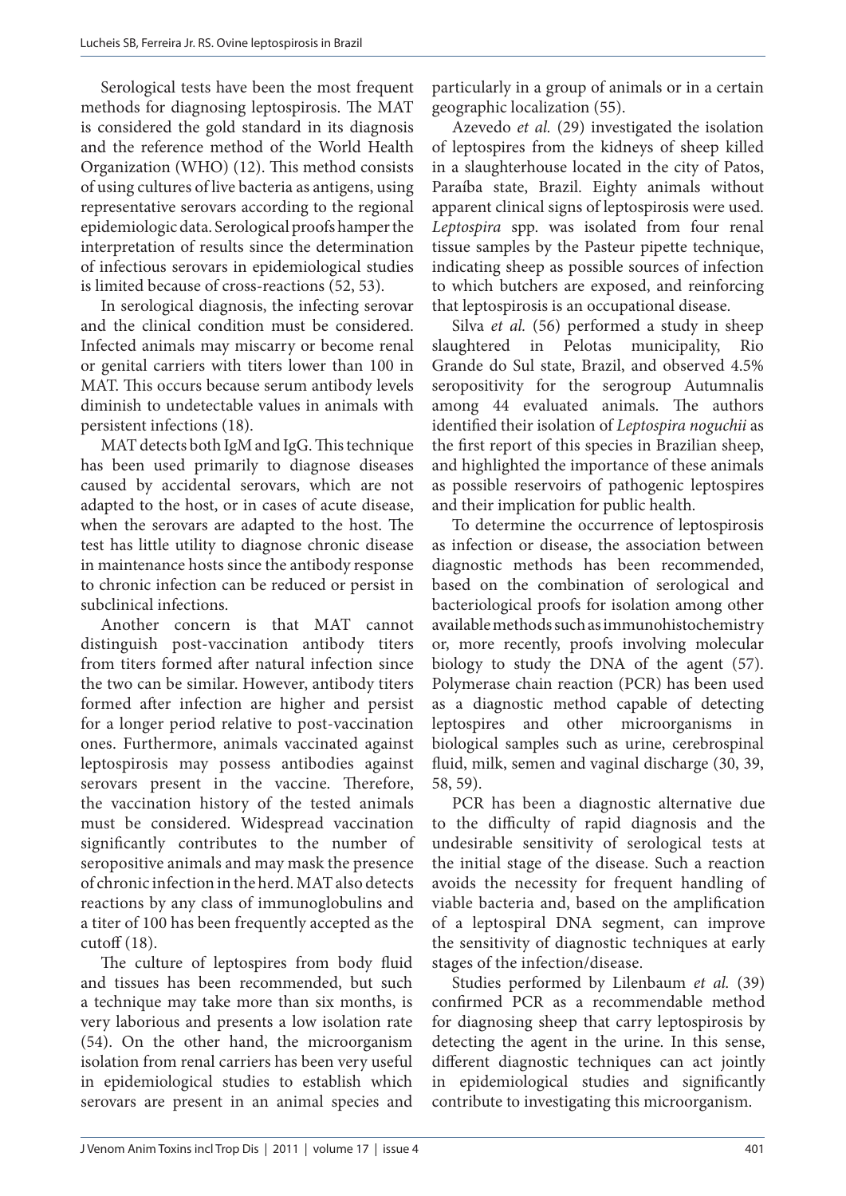Serological tests have been the most frequent methods for diagnosing leptospirosis. The MAT is considered the gold standard in its diagnosis and the reference method of the World Health Organization (WHO) (12). This method consists of using cultures of live bacteria as antigens, using representative serovars according to the regional epidemiologic data. Serological proofs hamper the interpretation of results since the determination of infectious serovars in epidemiological studies is limited because of cross-reactions (52, 53).

In serological diagnosis, the infecting serovar and the clinical condition must be considered. Infected animals may miscarry or become renal or genital carriers with titers lower than 100 in MAT. This occurs because serum antibody levels diminish to undetectable values in animals with persistent infections (18).

MAT detects both IgM and IgG. This technique has been used primarily to diagnose diseases caused by accidental serovars, which are not adapted to the host, or in cases of acute disease, when the serovars are adapted to the host. The test has little utility to diagnose chronic disease in maintenance hosts since the antibody response to chronic infection can be reduced or persist in subclinical infections.

Another concern is that MAT cannot distinguish post-vaccination antibody titers from titers formed after natural infection since the two can be similar. However, antibody titers formed after infection are higher and persist for a longer period relative to post-vaccination ones. Furthermore, animals vaccinated against leptospirosis may possess antibodies against serovars present in the vaccine. Therefore, the vaccination history of the tested animals must be considered. Widespread vaccination significantly contributes to the number of seropositive animals and may mask the presence of chronic infection in the herd. MAT also detects reactions by any class of immunoglobulins and a titer of 100 has been frequently accepted as the cutoff (18).

The culture of leptospires from body fluid and tissues has been recommended, but such a technique may take more than six months, is very laborious and presents a low isolation rate (54). On the other hand, the microorganism isolation from renal carriers has been very useful in epidemiological studies to establish which serovars are present in an animal species and particularly in a group of animals or in a certain geographic localization (55).

Azevedo *et al.* (29) investigated the isolation of leptospires from the kidneys of sheep killed in a slaughterhouse located in the city of Patos, Paraíba state, Brazil. Eighty animals without apparent clinical signs of leptospirosis were used. *Leptospira* spp. was isolated from four renal tissue samples by the Pasteur pipette technique, indicating sheep as possible sources of infection to which butchers are exposed, and reinforcing that leptospirosis is an occupational disease.

Silva *et al.* (56) performed a study in sheep slaughtered in Pelotas municipality, Rio Grande do Sul state, Brazil, and observed 4.5% seropositivity for the serogroup Autumnalis among 44 evaluated animals. The authors identified their isolation of *Leptospira noguchii* as the first report of this species in Brazilian sheep, and highlighted the importance of these animals as possible reservoirs of pathogenic leptospires and their implication for public health.

To determine the occurrence of leptospirosis as infection or disease, the association between diagnostic methods has been recommended, based on the combination of serological and bacteriological proofs for isolation among other available methods such as immunohistochemistry or, more recently, proofs involving molecular biology to study the DNA of the agent (57). Polymerase chain reaction (PCR) has been used as a diagnostic method capable of detecting leptospires and other microorganisms in biological samples such as urine, cerebrospinal fluid, milk, semen and vaginal discharge (30, 39, 58, 59).

PCR has been a diagnostic alternative due to the difficulty of rapid diagnosis and the undesirable sensitivity of serological tests at the initial stage of the disease. Such a reaction avoids the necessity for frequent handling of viable bacteria and, based on the amplification of a leptospiral DNA segment, can improve the sensitivity of diagnostic techniques at early stages of the infection/disease.

Studies performed by Lilenbaum *et al.* (39) confirmed PCR as a recommendable method for diagnosing sheep that carry leptospirosis by detecting the agent in the urine. In this sense, different diagnostic techniques can act jointly in epidemiological studies and significantly contribute to investigating this microorganism.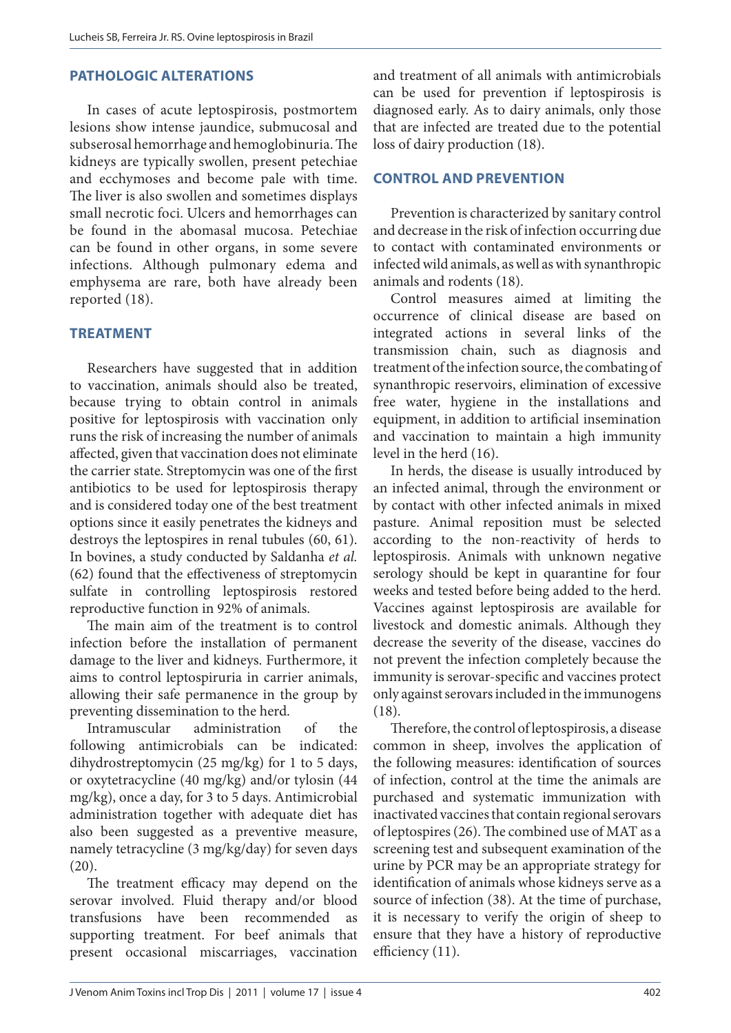## PATHOLOGIC ALTERATIONS

In cases of acute leptospirosis, postmortem lesions show intense jaundice, submucosal and subserosal hemorrhage and hemoglobinuria. The kidneys are typically swollen, present petechiae and ecchymoses and become pale with time. The liver is also swollen and sometimes displays small necrotic foci. Ulcers and hemorrhages can be found in the abomasal mucosa. Petechiae can be found in other organs, in some severe infections. Although pulmonary edema and emphysema are rare, both have already been reported (18).

## TREATMENT

Researchers have suggested that in addition to vaccination, animals should also be treated, because trying to obtain control in animals positive for leptospirosis with vaccination only runs the risk of increasing the number of animals affected, given that vaccination does not eliminate the carrier state. Streptomycin was one of the first antibiotics to be used for leptospirosis therapy and is considered today one of the best treatment options since it easily penetrates the kidneys and destroys the leptospires in renal tubules (60, 61). In bovines, a study conducted by Saldanha *et al.* (62) found that the effectiveness of streptomycin sulfate in controlling leptospirosis restored reproductive function in 92% of animals.

The main aim of the treatment is to control infection before the installation of permanent damage to the liver and kidneys. Furthermore, it aims to control leptospiruria in carrier animals, allowing their safe permanence in the group by preventing dissemination to the herd.

Intramuscular administration of the following antimicrobials can be indicated: dihydrostreptomycin (25 mg/kg) for 1 to 5 days, or oxytetracycline (40 mg/kg) and/or tylosin (44 mg/kg), once a day, for 3 to 5 days. Antimicrobial administration together with adequate diet has also been suggested as a preventive measure, namely tetracycline (3 mg/kg/day) for seven days (20).

The treatment efficacy may depend on the serovar involved. Fluid therapy and/or blood transfusions have been recommended as supporting treatment. For beef animals that present occasional miscarriages, vaccination and treatment of all animals with antimicrobials can be used for prevention if leptospirosis is diagnosed early. As to dairy animals, only those that are infected are treated due to the potential loss of dairy production (18).

## CONTROL AND PREVENTION

Prevention is characterized by sanitary control and decrease in the risk of infection occurring due to contact with contaminated environments or infected wild animals, as well as with synanthropic animals and rodents (18).

Control measures aimed at limiting the occurrence of clinical disease are based on integrated actions in several links of the transmission chain, such as diagnosis and treatment of the infection source, the combating of synanthropic reservoirs, elimination of excessive free water, hygiene in the installations and equipment, in addition to artificial insemination and vaccination to maintain a high immunity level in the herd (16).

In herds, the disease is usually introduced by an infected animal, through the environment or by contact with other infected animals in mixed pasture. Animal reposition must be selected according to the non-reactivity of herds to leptospirosis. Animals with unknown negative serology should be kept in quarantine for four weeks and tested before being added to the herd. Vaccines against leptospirosis are available for livestock and domestic animals. Although they decrease the severity of the disease, vaccines do not prevent the infection completely because the immunity is serovar-specific and vaccines protect only against serovars included in the immunogens (18).

Therefore, the control of leptospirosis, a disease common in sheep, involves the application of the following measures: identification of sources of infection, control at the time the animals are purchased and systematic immunization with inactivated vaccines that contain regional serovars of leptospires (26). The combined use of MAT as a screening test and subsequent examination of the urine by PCR may be an appropriate strategy for identification of animals whose kidneys serve as a source of infection (38). At the time of purchase, it is necessary to verify the origin of sheep to ensure that they have a history of reproductive efficiency (11).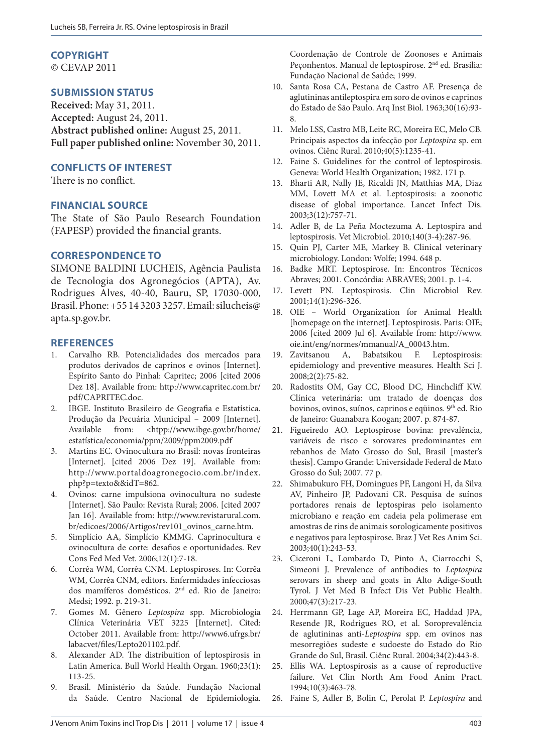## COPYRIGHT

© CEVAP 2011

## SUBMISSION STATUS

**Received:** May 31, 2011.
**Accepted:** August 24, 2011.
**Abstract published online:** August 25, 2011.
**Full paper published online:** November 30, 2011.

## CONFLICTS OF INTEREST

There is no conflict.

## FINANCIAL SOURCE

The State of São Paulo Research Foundation (FAPESP) provided the financial grants.

## CORRESPONDENCE TO

SIMONE BALDINI LUCHEIS, Agência Paulista de Tecnologia dos Agronegócios (APTA), Av. Rodrigues Alves, 40-40, Bauru, SP, 17030-000, Brasil. Phone: +55 14 3203 3257. Email: silucheis@apta.sp.gov.br.

## REFERENCES

1. Carvalho RB. Potencialidades dos mercados para produtos derivados de caprinos e ovinos [Internet]. Espírito Santo do Pinhal: Capritec; 2006 [cited 2006 Dez 18]. Available from: http://www.capritec.com.br/pdf/CAPRITEC.doc.
2. IBGE. Instituto Brasileiro de Geografia e Estatística. Produção da Pecuária Municipal – 2009 [Internet]. Available from: <htpp://www.ibge.gov.br/home/estatística/economia/ppm/2009/ppm2009.pdf
3. Martins EC. Ovinocultura no Brasil: novas fronteiras [Internet]. [cited 2006 Dez 19]. Available from: http://www.portaldoagronegocio.com.br/index.php?p=texto&&idT=862.
4. Ovinos: carne impulsiona ovinocultura no sudeste [Internet]. São Paulo: Revista Rural; 2006. [cited 2007 Jan 16]. Available from: http://www.revistarural.com.br/edicoes/2006/Artigos/rev101_ovinos_carne.htm.
5. Simplício AA, Simplício KMMG. Caprinocultura e ovinocultura de corte: desafios e oportunidades. Rev Cons Fed Med Vet. 2006;12(1):7-18.
6. Corrêa WM, Corrêa CNM. Leptospiroses. In: Corrêa WM, Corrêa CNM, editors. Enfermidades infecciosas dos mamíferos domésticos. 2nd ed. Rio de Janeiro: Medsi; 1992. p. 219-31.
7. Gomes M. Gênero *Leptospira* spp. Microbiologia Clínica Veterinária VET 3225 [Internet]. Cited: October 2011. Available from: http://www6.ufrgs.br/labacvet/files/Lepto201102.pdf.
8. Alexander AD. The distribuition of leptospirosis in Latin America. Bull World Health Organ. 1960;23(1):113-25.
9. Brasil. Ministério da Saúde. Fundação Nacional da Saúde. Centro Nacional de Epidemiologia. Coordenação de Controle de Zoonoses e Animais Peçonhentos. Manual de leptospirose. 2nd ed. Brasília: Fundação Nacional de Saúde; 1999.
10. Santa Rosa CA, Pestana de Castro AF. Presença de aglutininas antileptospira em soro de ovinos e caprinos do Estado de São Paulo. Arq Inst Biol. 1963;30(16):93-8.
11. Melo LSS, Castro MB, Leite RC, Moreira EC, Melo CB. Principais aspectos da infecção por *Leptospira* sp. em ovinos. Ciênc Rural. 2010;40(5):1235-41.
12. Faine S. Guidelines for the control of leptospirosis. Geneva: World Health Organization; 1982. 171 p.
13. Bharti AR, Nally JE, Ricaldi JN, Matthias MA, Diaz MM, Lovett MA et al. Leptospirosis: a zoonotic disease of global importance. Lancet Infect Dis. 2003;3(12):757-71.
14. Adler B, de La Peña Moctezuma A. Leptospira and leptospirosis. Vet Microbiol. 2010;140(3-4):287-96.
15. Quin PJ, Carter ME, Markey B. Clinical veterinary microbiology. London: Wolfe; 1994. 648 p.
16. Badke MRT. Leptospirose. In: Encontros Técnicos Abraves; 2001. Concórdia: ABRAVES; 2001. p. 1-4.
17. Levett PN. Leptospirosis. Clin Microbiol Rev. 2001;14(1):296-326.
18. OIE – World Organization for Animal Health [homepage on the internet]. Leptospirosis. Paris: OIE; 2006 [cited 2009 Jul 6]. Available from: http://www.oie.int/eng/normes/mmanual/A_00043.htm.
19. Zavitsanou A, Babatsikou F. Leptospirosis: epidemiology and preventive measures. Health Sci J. 2008;2(2):75-82.
20. Radostits OM, Gay CC, Blood DC, Hinchcliff KW. Clínica veterinária: um tratado de doenças dos bovinos, ovinos, suínos, caprinos e eqüinos. 9th ed. Rio de Janeiro: Guanabara Koogan; 2007. p. 874-87.
21. Figueiredo AO. Leptospirose bovina: prevalência, variáveis de risco e sorovares predominantes em rebanhos de Mato Grosso do Sul, Brasil [master's thesis]. Campo Grande: Universidade Federal de Mato Grosso do Sul; 2007. 77 p.
22. Shimabukuro FH, Domingues PF, Langoni H, da Silva AV, Pinheiro JP, Padovani CR. Pesquisa de suínos portadores renais de leptospiras pelo isolamento microbiano e reação em cadeia pela polimerase em amostras de rins de animais sorologicamente positivos e negativos para leptospirose. Braz J Vet Res Anim Sci. 2003;40(1):243-53.
23. Ciceroni L, Lombardo D, Pinto A, Ciarrocchi S, Simeoni J. Prevalence of antibodies to *Leptospira* serovars in sheep and goats in Alto Adige-South Tyrol. J Vet Med B Infect Dis Vet Public Health. 2000;47(3):217-23.
24. Herrmann GP, Lage AP, Moreira EC, Haddad JPA, Resende JR, Rodrigues RO, et al. Soroprevalência de aglutininas anti-*Leptospira* spp. em ovinos nas mesorregiões sudeste e sudoeste do Estado do Rio Grande do Sul, Brasil. Ciênc Rural. 2004;34(2):443-8.
25. Ellis WA. Leptospirosis as a cause of reproductive failure. Vet Clin North Am Food Anim Pract. 1994;10(3):463-78.
26. Faine S, Adler B, Bolin C, Perolat P. *Leptospira* and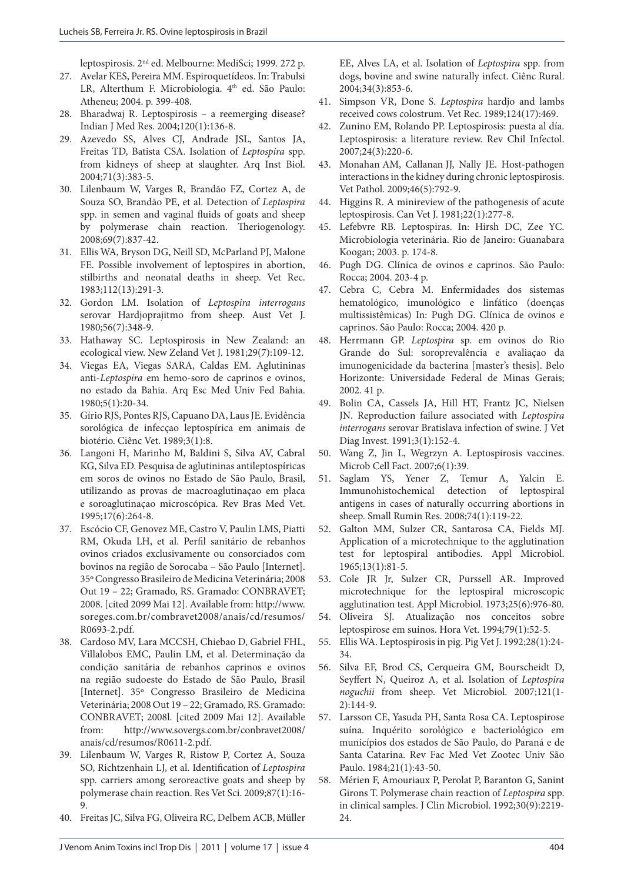leptospirosis. 2nd ed. Melbourne: MediSci; 1999. 272 p.

27. Avelar KES, Pereira MM. Espiroquetídeos. In: Trabulsi LR, Alterthum F. Microbiologia. 4th ed. São Paulo: Atheneu; 2004. p. 399-408.
28. Bharadwaj R. Leptospirosis – a reemerging disease? Indian J Med Res. 2004;120(1):136-8.
29. Azevedo SS, Alves CJ, Andrade JSL, Santos JA, Freitas TD, Batista CSA. Isolation of *Leptospira* spp. from kidneys of sheep at slaughter. Arq Inst Biol. 2004;71(3):383-5.
30. Lilenbaum W, Varges R, Brandão FZ, Cortez A, de Souza SO, Brandão PE, et al. Detection of *Leptospira* spp. in semen and vaginal fluids of goats and sheep by polymerase chain reaction. Theriogenology. 2008;69(7):837-42.
31. Ellis WA, Bryson DG, Neill SD, McParland PJ, Malone FE. Possible involvement of leptospires in abortion, stilbirths and neonatal deaths in sheep. Vet Rec. 1983;112(13):291-3.
32. Gordon LM. Isolation of *Leptospira interrogans* serovar Hardjoprajitmo from sheep. Aust Vet J. 1980;56(7):348-9.
33. Hathaway SC. Leptospirosis in New Zealand: an ecological view. New Zeland Vet J. 1981;29(7):109-12.
34. Viegas EA, Viegas SARA, Caldas EM. Aglutininas anti-*Leptospira* em hemo-soro de caprinos e ovinos, no estado da Bahia. Arq Esc Med Univ Fed Bahia. 1980;5(1):20-34.
35. Gírio RJS, Pontes RJS, Capuano DA, Laus JE. Evidência sorológica de infecçao leptospírica em animais de biotério. Ciênc Vet. 1989;3(1):8.
36. Langoni H, Marinho M, Baldini S, Silva AV, Cabral KG, Silva ED. Pesquisa de aglutininas antileptospíricas em soros de ovinos no Estado de São Paulo, Brasil, utilizando as provas de macroaglutinaçao em placa e soroaglutinaçao microscópica. Rev Bras Med Vet. 1995;17(6):264-8.
37. Escócio CF, Genovez ME, Castro V, Paulin LMS, Piatti RM, Okuda LH, et al. Perfil sanitário de rebanhos ovinos criados exclusivamente ou consorciados com bovinos na região de Sorocaba – São Paulo [Internet]. 35º Congresso Brasileiro de Medicina Veterinária; 2008 Out 19 – 22; Gramado, RS. Gramado: CONBRAVET; 2008. [cited 2099 Mai 12]. Available from: http://www.soreges.com.br/combravet2008/anais/cd/resumos/R0693-2.pdf.
38. Cardoso MV, Lara MCCSH, Chiebao D, Gabriel FHL, Villalobos EMC, Paulin LM, et al. Determinação da condição sanitária de rebanhos caprinos e ovinos na região sudoeste do Estado de São Paulo, Brasil [Internet]. 35º Congresso Brasileiro de Medicina Veterinária; 2008 Out 19 – 22; Gramado, RS. Gramado: CONBRAVET; 2008l. [cited 2009 Mai 12]. Available from: http://www.sovergs.com.br/conbravet2008/anais/cd/resumos/R0611-2.pdf.
39. Lilenbaum W, Varges R, Ristow P, Cortez A, Souza SO, Richtzenhain LJ, et al. Identification of *Leptospira* spp. carriers among seroreactive goats and sheep by polymerase chain reaction. Res Vet Sci. 2009;87(1):16-9.
40. Freitas JC, Silva FG, Oliveira RC, Delbem ACB, Müller EE, Alves LA, et al. Isolation of *Leptospira* spp. from dogs, bovine and swine naturally infect. Ciênc Rural. 2004;34(3):853-6.
41. Simpson VR, Done S. *Leptospira* hardjo and lambs received cows colostrum. Vet Rec. 1989;124(17):469.
42. Zunino EM, Rolando PP. Leptospirosis: puesta al día. Leptospirosis: a literature review. Rev Chil Infectol. 2007;24(3):220-6.
43. Monahan AM, Callanan JJ, Nally JE. Host-pathogen interactions in the kidney during chronic leptospirosis. Vet Pathol. 2009;46(5):792-9.
44. Higgins R. A minireview of the pathogenesis of acute leptospirosis. Can Vet J. 1981;22(1):277-8.
45. Lefebvre RB. Leptospiras. In: Hirsh DC, Zee YC. Microbiologia veterinária. Rio de Janeiro: Guanabara Koogan; 2003. p. 174-8.
46. Pugh DG. Clínica de ovinos e caprinos. São Paulo: Rocca; 2004. 203-4 p.
47. Cebra C, Cebra M. Enfermidades dos sistemas hematológico, imunológico e linfático (doenças multissistêmicas) In: Pugh DG. Clínica de ovinos e caprinos. São Paulo: Rocca; 2004. 420 p.
48. Herrmann GP. *Leptospira* sp. em ovinos do Rio Grande do Sul: soroprevalência e avaliaçao da imunogenicidade da bacterina [master's thesis]. Belo Horizonte: Universidade Federal de Minas Gerais; 2002. 41 p.
49. Bolin CA, Cassels JA, Hill HT, Frantz JC, Nielsen JN. Reproduction failure associated with *Leptospira interrogans* serovar Bratislava infection of swine. J Vet Diag Invest. 1991;3(1):152-4.
50. Wang Z, Jin L, Wegrzyn A. Leptospirosis vaccines. Microb Cell Fact. 2007;6(1):39.
51. Saglam YS, Yener Z, Temur A, Yalcin E. Immunohistochemical detection of leptospiral antigens in cases of naturally occurring abortions in sheep. Small Rumin Res. 2008;74(1):119-22.
52. Galton MM, Sulzer CR, Santarosa CA, Fields MJ. Application of a microtechnique to the agglutination test for leptospiral antibodies. Appl Microbiol. 1965;13(1):81-5.
53. Cole JR Jr, Sulzer CR, Purssell AR. Improved microtechnique for the leptospiral microscopic agglutination test. Appl Microbiol. 1973;25(6):976-80.
54. Oliveira SJ. Atualização nos conceitos sobre leptospirose em suínos. Hora Vet. 1994;79(1):52-5.
55. Ellis WA. Leptospirosis in pig. Pig Vet J. 1992;28(1):24-34.
56. Silva EF, Brod CS, Cerqueira GM, Bourscheidt D, Seyffert N, Queiroz A, et al. Isolation of *Leptospira noguchii* from sheep. Vet Microbiol. 2007;121(1-2):144-9.
57. Larsson CE, Yasuda PH, Santa Rosa CA. Leptospirose suína. Inquérito sorológico e bacteriológico em municípios dos estados de São Paulo, do Paraná e de Santa Catarina. Rev Fac Med Vet Zootec Univ São Paulo. 1984;21(1):43-50.
58. Mérien F, Amouriaux P, Perolat P, Baranton G, Sanint Girons T. Polymerase chain reaction of *Leptospira* spp. in clinical samples. J Clin Microbiol. 1992;30(9):2219-24.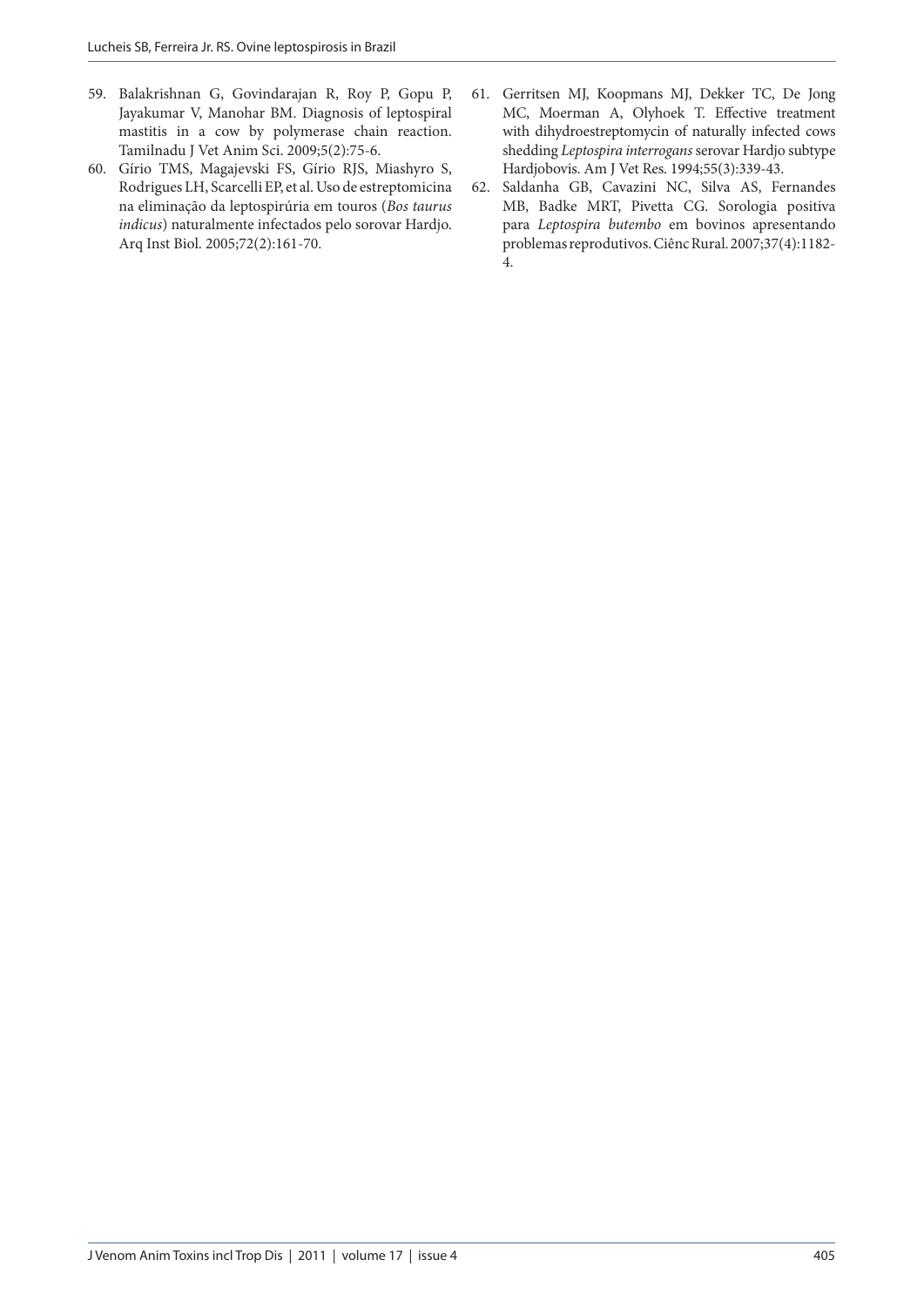59. Balakrishnan G, Govindarajan R, Roy P, Gopu P, Jayakumar V, Manohar BM. Diagnosis of leptospiral mastitis in a cow by polymerase chain reaction. Tamilnadu J Vet Anim Sci. 2009;5(2):75-6.
60. Gírio TMS, Magajevski FS, Gírio RJS, Miashyro S, Rodrigues LH, Scarcelli EP, et al. Uso de estreptomicina na eliminação da leptospirúria em touros (*Bos taurus indicus*) naturalmente infectados pelo sorovar Hardjo. Arq Inst Biol. 2005;72(2):161-70.
61. Gerritsen MJ, Koopmans MJ, Dekker TC, De Jong MC, Moerman A, Olyhoek T. Effective treatment with dihydroestreptomycin of naturally infected cows shedding *Leptospira interrogans* serovar Hardjo subtype Hardjobovis. Am J Vet Res. 1994;55(3):339-43.
62. Saldanha GB, Cavazini NC, Silva AS, Fernandes MB, Badke MRT, Pivetta CG. Sorologia positiva para *Leptospira butembo* em bovinos apresentando problemas reprodutivos. Ciênc Rural. 2007;37(4):1182-4.